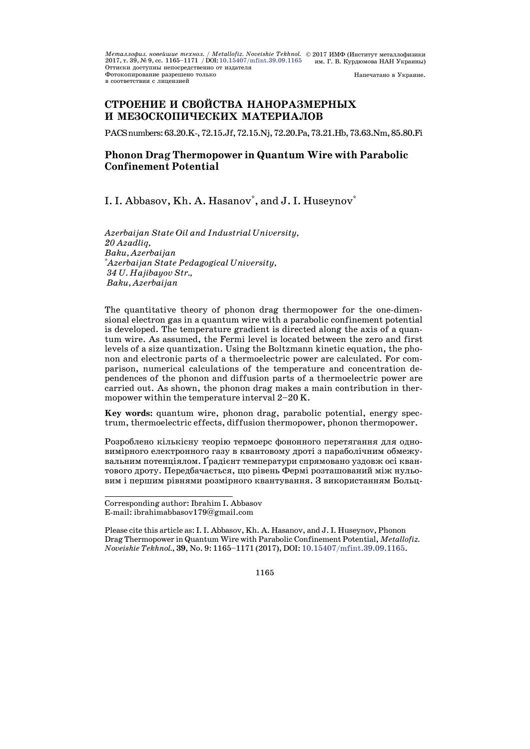## СТРОЕНИЕ И СВОЙСТВА НАНОРАЗМЕРНЫХ И МЕЗОСКОПИЧЕСКИХ МАТЕРИАЛОВ

PACS numbers: 63.20.K-, 72.15.Jf, 72.15.Nj, 72.20.Pa, 73.21.Hb, 73.63.Nm, 85.80.Fi

# Phonon Drag Thermopower in Quantum Wire with Parabolic Confinement Potential

I. I. Abbasov, Kh. A. Hasanov[*], and J. I. Huseynov[*]

*Azerbaijan State Oil and Industrial University,*
*20 Azadliq,*
*Baku, Azerbaijan*
[*]*Azerbaijan State Pedagogical University,*
*34 U. Hajibayov Str.,*
*Baku, Azerbaijan*

The quantitative theory of phonon drag thermopower for the one-dimensional electron gas in a quantum wire with a parabolic confinement potential is developed. The temperature gradient is directed along the axis of a quantum wire. As assumed, the Fermi level is located between the zero and first levels of a size quantization. Using the Boltzmann kinetic equation, the phonon and electronic parts of a thermoelectric power are calculated. For comparison, numerical calculations of the temperature and concentration dependences of the phonon and diffusion parts of a thermoelectric power are carried out. As shown, the phonon drag makes a main contribution in thermopower within the temperature interval 2–20 K.

**Key words:** quantum wire, phonon drag, parabolic potential, energy spectrum, thermoelectric effects, diffusion thermopower, phonon thermopower.

Розроблено кількісну теорію термоерс фононного перетягання для одновимірного електронного газу в квантовому дроті з параболічним обмежувальним потенціялом. Ґрадієнт температури спрямовано уздовж осі квантового дроту. Передбачається, що рівень Фермі розташований між нульовим і першим рівнями розмірного квантування. З використанням Больц-

Corresponding author: Ibrahim I. Abbasov
E-mail: ibrahimabbasov179@gmail.com

Please cite this article as: I. I. Abbasov, Kh. A. Hasanov, and J. I. Huseynov, Phonon Drag Thermopower in Quantum Wire with Parabolic Confinement Potential, *Metallofiz. Noveishie Tekhnol.*, **39**, No. 9: 1165–1171 (2017), DOI: 10.15407/mfint.39.09.1165.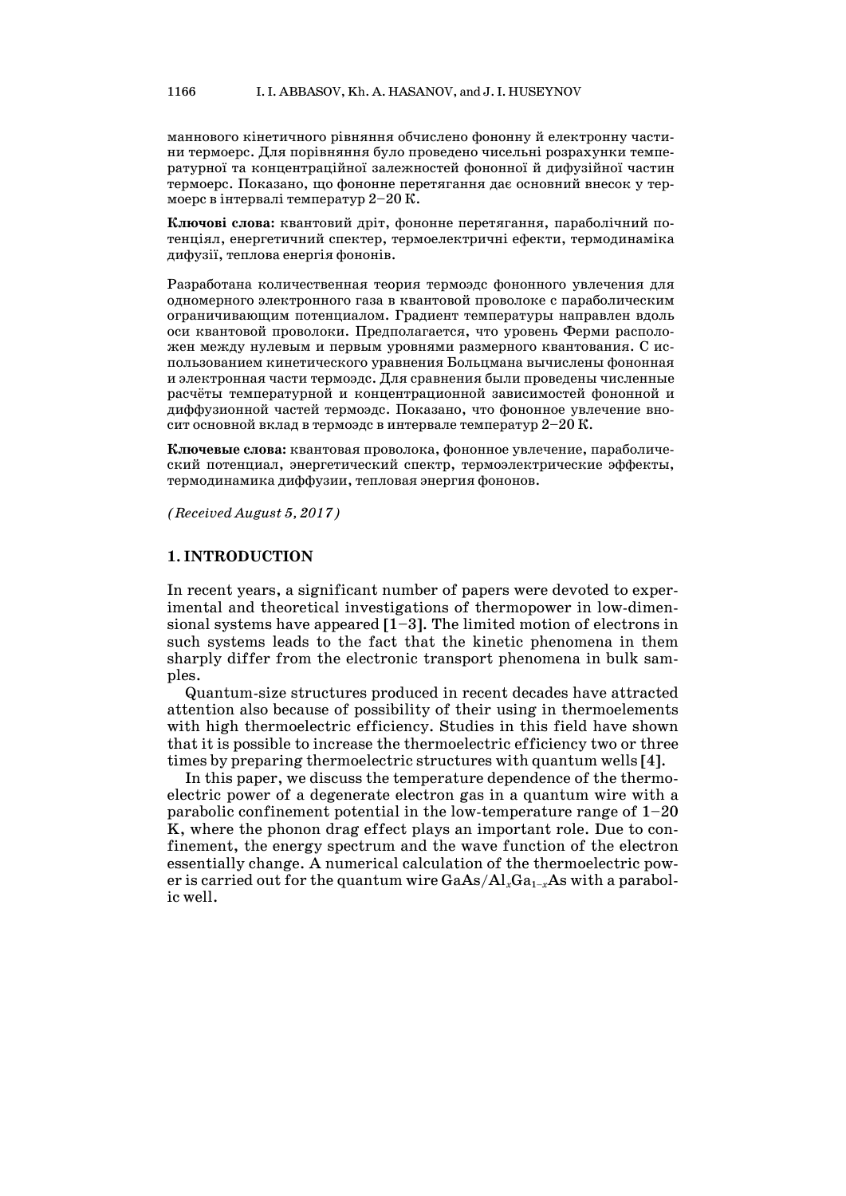маннового кінетичного рівняння обчислено фононну й електронну частини термоерс. Для порівняння було проведено чисельні розрахунки температурної та концентраційної залежностей фононної й дифузійної частин термоерс. Показано, що фононне перетягання дає основний внесок у термоерс в інтервалі температур 2–20 К.

**Ключові слова:** квантовий дріт, фононне перетягання, параболічний потенціял, енергетичний спектер, термоелектричні ефекти, термодинаміка дифузії, теплова енергія фононів.

Разработана количественная теория термоэдс фононного увлечения для одномерного электронного газа в квантовой проволоке с параболическим ограничивающим потенциалом. Градиент температуры направлен вдоль оси квантовой проволоки. Предполагается, что уровень Ферми расположен между нулевым и первым уровнями размерного квантования. С использованием кинетического уравнения Больцмана вычислены фононная и электронная части термоэдс. Для сравнения были проведены численные расчёты температурной и концентрационной зависимостей фононной и диффузионной частей термоэдс. Показано, что фононное увлечение вносит основной вклад в термоэдс в интервале температур 2–20 К.

**Ключевые слова:** квантовая проволока, фононное увлечение, параболический потенциал, энергетический спектр, термоэлектрические эффекты, термодинамика диффузии, тепловая энергия фононов.

*(Received August 5, 2017)*

## 1. INTRODUCTION

In recent years, a significant number of papers were devoted to experimental and theoretical investigations of thermopower in low-dimensional systems have appeared [1–3]. The limited motion of electrons in such systems leads to the fact that the kinetic phenomena in them sharply differ from the electronic transport phenomena in bulk samples.

Quantum-size structures produced in recent decades have attracted attention also because of possibility of their using in thermoelements with high thermoelectric efficiency. Studies in this field have shown that it is possible to increase the thermoelectric efficiency two or three times by preparing thermoelectric structures with quantum wells [4].

In this paper, we discuss the temperature dependence of the thermoelectric power of a degenerate electron gas in a quantum wire with a parabolic confinement potential in the low-temperature range of 1–20 K, where the phonon drag effect plays an important role. Due to confinement, the energy spectrum and the wave function of the electron essentially change. A numerical calculation of the thermoelectric power is carried out for the quantum wire $GaAs/Al_xGa_{1-x}As$ with a parabolic well.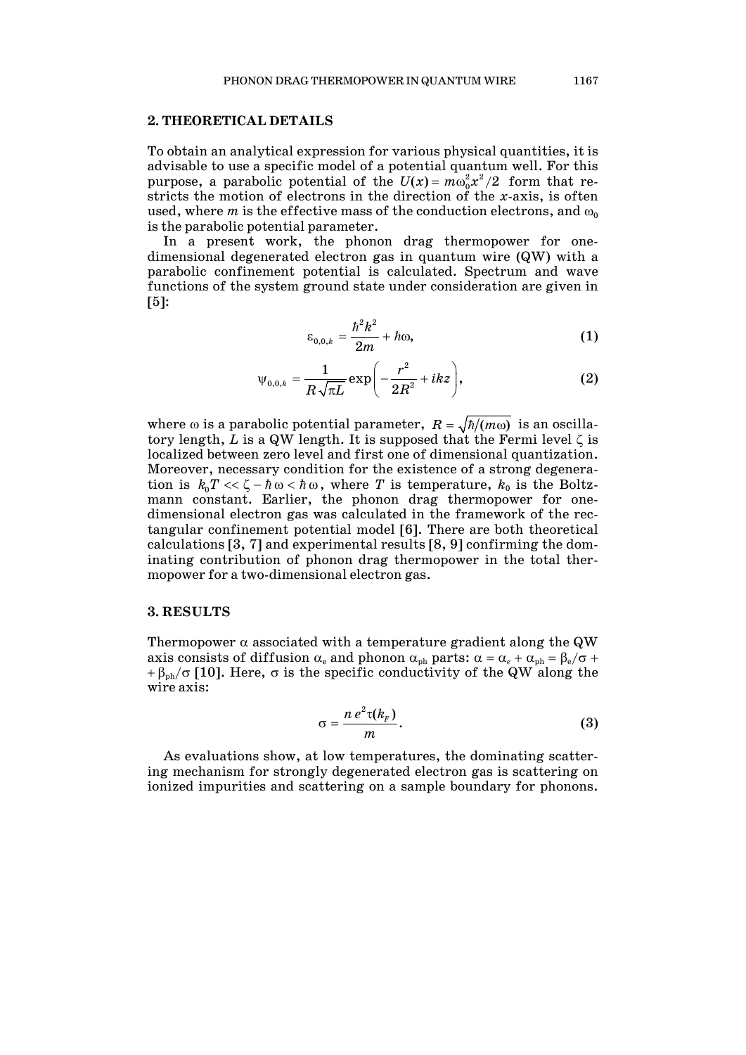## 2. THEORETICAL DETAILS

To obtain an analytical expression for various physical quantities, it is advisable to use a specific model of a potential quantum well. For this purpose, a parabolic potential of the $U(x) = m\omega_0^2 x^2/2$ form that restricts the motion of electrons in the direction of the $x$-axis, is often used, where $m$ is the effective mass of the conduction electrons, and $\omega_0$ is the parabolic potential parameter.

In a present work, the phonon drag thermopower for one-dimensional degenerated electron gas in quantum wire (QW) with a parabolic confinement potential is calculated. Spectrum and wave functions of the system ground state under consideration are given in [5]:

$$\varepsilon_{0,0,k} = \frac{\hbar^2 k^2}{2m} + \hbar\omega, \tag{1}$$

$$\psi_{0,0,k} = \frac{1}{R\sqrt{\pi L}} \exp\left(-\frac{r^2}{2R^2} + ikz\right), \tag{2}$$

where $\omega$ is a parabolic potential parameter, $R = \sqrt{\hbar/(m\omega)}$ is an oscillatory length, $L$ is a QW length. It is supposed that the Fermi level $\zeta$ is localized between zero level and first one of dimensional quantization. Moreover, necessary condition for the existence of a strong degeneration is $k_0 T << \zeta - \hbar\omega < \hbar\omega$, where $T$ is temperature, $k_0$ is the Boltzmann constant. Earlier, the phonon drag thermopower for one-dimensional electron gas was calculated in the framework of the rectangular confinement potential model [6]. There are both theoretical calculations [3, 7] and experimental results [8, 9] confirming the dominating contribution of phonon drag thermopower in the total thermopower for a two-dimensional electron gas.

## 3. RESULTS

Thermopower $\alpha$ associated with a temperature gradient along the QW axis consists of diffusion $\alpha_e$ and phonon $\alpha_{ph}$ parts: $\alpha = \alpha_e + \alpha_{ph} = \beta_e/\sigma + \beta_{ph}/\sigma$ [10]. Here, $\sigma$ is the specific conductivity of the QW along the wire axis:

$$\sigma = \frac{n e^2 \tau(k_F)}{m}. \tag{3}$$

As evaluations show, at low temperatures, the dominating scattering mechanism for strongly degenerated electron gas is scattering on ionized impurities and scattering on a sample boundary for phonons.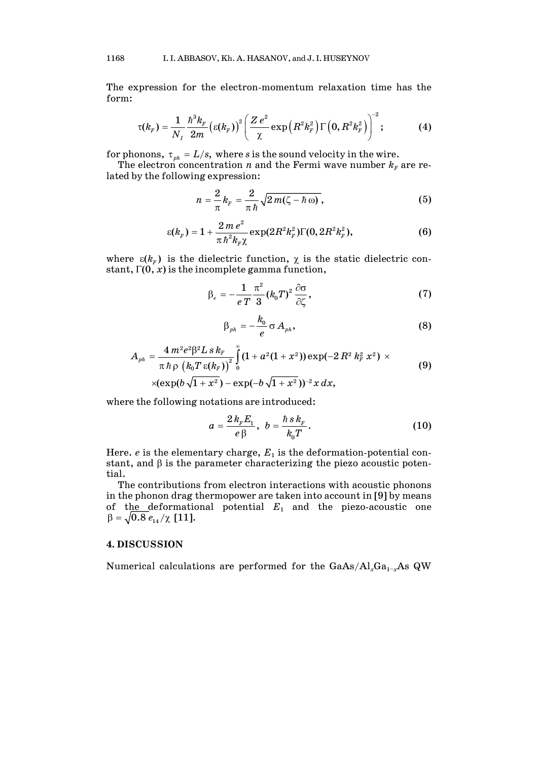The expression for the electron-momentum relaxation time has the form:

$$\tau(k_F) = \frac{1}{N_I}\frac{\hbar^3 k_F}{2m}\left(\varepsilon(k_F)\right)^2\left(\frac{Ze^2}{\chi}\exp\left(R^2k_F^2\right)\Gamma\left(0,R^2k_F^2\right)\right)^{-2}; \tag{4}$$

for phonons, $\tau_{ph} = L/s$, where $s$ is the sound velocity in the wire.

The electron concentration $n$ and the Fermi wave number $k_F$ are related by the following expression:

$$n = \frac{2}{\pi}k_F = \frac{2}{\pi\hbar}\sqrt{2m(\zeta - \hbar\omega)}, \tag{5}$$

$$\varepsilon(k_F) = 1 + \frac{2me^2}{\pi\hbar^2 k_F\chi}\exp(2R^2k_F^2)\Gamma(0,2R^2k_F^2), \tag{6}$$

where $\varepsilon(k_F)$ is the dielectric function, $\chi$ is the static dielectric constant, $\Gamma(0, x)$ is the incomplete gamma function,

$$\beta_e = -\frac{1}{eT}\frac{\pi^2}{3}(k_0T)^2\frac{\partial\sigma}{\partial\zeta}, \tag{7}$$

$$\beta_{ph} = -\frac{k_0}{e}\sigma A_{ph}, \tag{8}$$

$$A_{ph} = \frac{4m^2e^2\beta^2 L s k_F}{\pi\hbar\rho\left(k_0T\varepsilon(k_F)\right)^2}\int_0^\infty (1 + a^2(1+x^2))\exp(-2R^2k_F^2x^2)\times$$
$$\times(\exp(b\sqrt{1+x^2}) - \exp(-b\sqrt{1+x^2}))^{-2}x\,dx, \tag{9}$$

where the following notations are introduced:

$$a = \frac{2k_FE_1}{e\beta},\quad b = \frac{\hbar s k_F}{k_0T}. \tag{10}$$

Here. $e$ is the elementary charge, $E_1$ is the deformation-potential constant, and $\beta$ is the parameter characterizing the piezo acoustic potential.

The contributions from electron interactions with acoustic phonons in the phonon drag thermopower are taken into account in [9] by means of the deformational potential $E_1$ and the piezo-acoustic one $\beta = \sqrt{0.8\,e_{14}/\chi}$ [11].

## 4. DISCUSSION

Numerical calculations are performed for the GaAs/$Al_xGa_{1-x}$As QW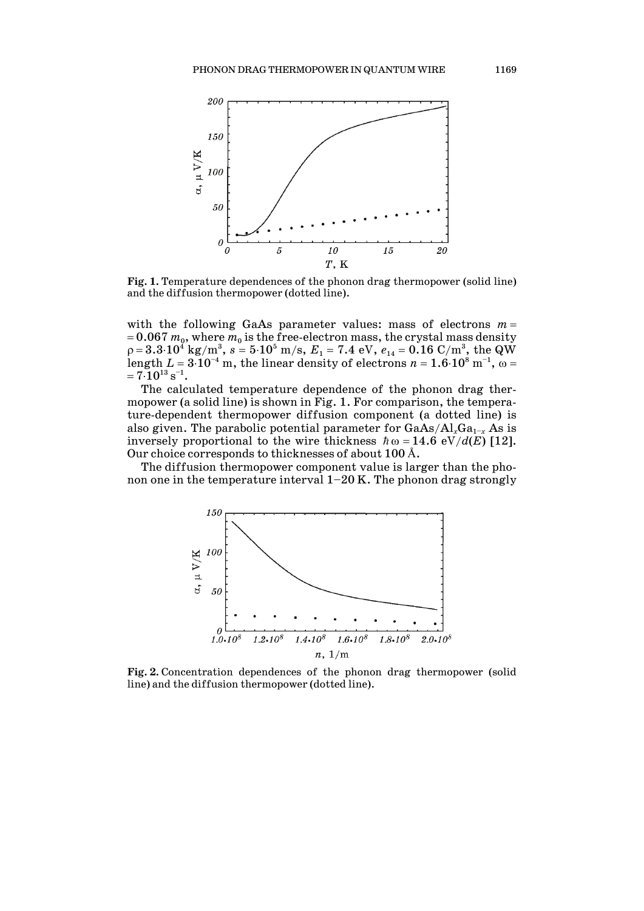**Fig. 1.** Temperature dependences of the phonon drag thermopower (solid line) and the diffusion thermopower (dotted line).

with the following GaAs parameter values: mass of electrons $m = 0.067\, m_0$, where $m_0$ is the free-electron mass, the crystal mass density $\rho = 3.3 \cdot 10^4$ kg/m$^3$, $s = 5 \cdot 10^5$ m/s, $E_1 = 7.4$ eV, $e_{14} = 0.16$ C/m$^3$, the QW length $L = 3 \cdot 10^{-4}$ m, the linear density of electrons $n = 1.6 \cdot 10^8$ m$^{-1}$, $\omega = 7 \cdot 10^{13}$ s$^{-1}$.

The calculated temperature dependence of the phonon drag thermopower (a solid line) is shown in Fig. 1. For comparison, the temperature-dependent thermopower diffusion component (a dotted line) is also given. The parabolic potential parameter for GaAs/Al$_x$Ga$_{1-x}$ As is inversely proportional to the wire thickness $\hbar\omega = 14.6$ eV/$d(E)$ [12]. Our choice corresponds to thicknesses of about 100 Å.

The diffusion thermopower component value is larger than the phonon one in the temperature interval 1–20 K. The phonon drag strongly

**Fig. 2.** Concentration dependences of the phonon drag thermopower (solid line) and the diffusion thermopower (dotted line).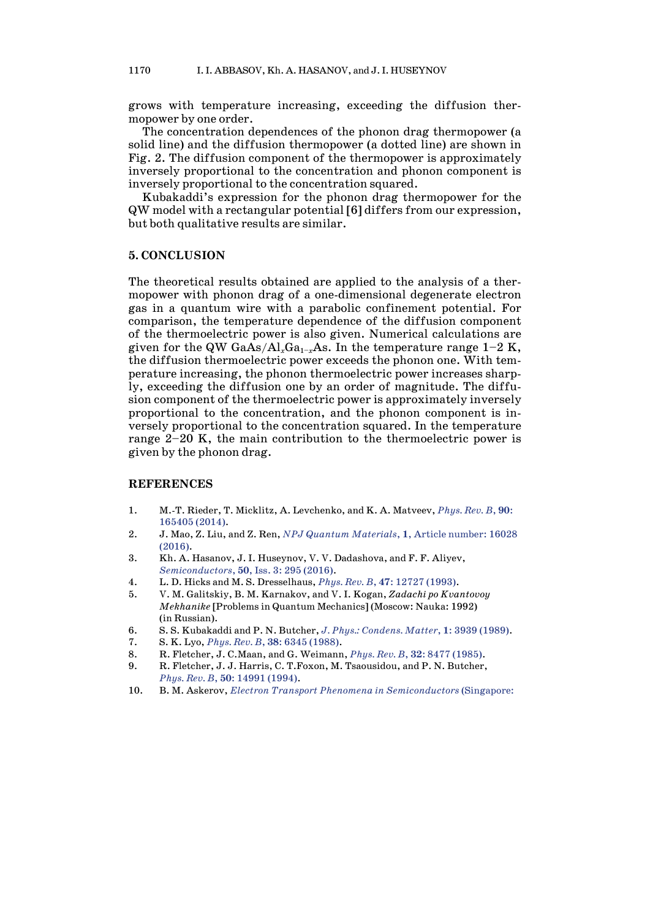grows with temperature increasing, exceeding the diffusion thermopower by one order.

The concentration dependences of the phonon drag thermopower (a solid line) and the diffusion thermopower (a dotted line) are shown in Fig. 2. The diffusion component of the thermopower is approximately inversely proportional to the concentration and phonon component is inversely proportional to the concentration squared.

Kubakaddi's expression for the phonon drag thermopower for the QW model with a rectangular potential [6] differs from our expression, but both qualitative results are similar.

## 5. CONCLUSION

The theoretical results obtained are applied to the analysis of a thermopower with phonon drag of a one-dimensional degenerate electron gas in a quantum wire with a parabolic confinement potential. For comparison, the temperature dependence of the diffusion component of the thermoelectric power is also given. Numerical calculations are given for the QW $GaAs/Al_xGa_{1-x}As$. In the temperature range 1–2 K, the diffusion thermoelectric power exceeds the phonon one. With temperature increasing, the phonon thermoelectric power increases sharply, exceeding the diffusion one by an order of magnitude. The diffusion component of the thermoelectric power is approximately inversely proportional to the concentration, and the phonon component is inversely proportional to the concentration squared. In the temperature range 2–20 K, the main contribution to the thermoelectric power is given by the phonon drag.

## REFERENCES

1. M.-T. Rieder, T. Micklitz, A. Levchenko, and K. A. Matveev, *Phys. Rev. B*, **90**: 165405 (2014).
2. J. Mao, Z. Liu, and Z. Ren, *NPJ Quantum Materials*, **1**, Article number: 16028 (2016).
3. Kh. A. Hasanov, J. I. Huseynov, V. V. Dadashova, and F. F. Aliyev, *Semiconductors*, **50**, Iss. 3: 295 (2016).
4. L. D. Hicks and M. S. Dresselhaus, *Phys. Rev. B*, **47**: 12727 (1993).
5. V. M. Galitskiy, B. M. Karnakov, and V. I. Kogan, *Zadachi po Kvantovoy Mekhanike* [Problems in Quantum Mechanics] (Moscow: Nauka: 1992) (in Russian).
6. S. S. Kubakaddi and P. N. Butcher, *J. Phys.: Condens. Matter*, **1**: 3939 (1989).
7. S. K. Lyo, *Phys. Rev. B*, **38**: 6345 (1988).
8. R. Fletcher, J. C.Maan, and G. Weimann, *Phys. Rev. B*, **32**: 8477 (1985).
9. R. Fletcher, J. J. Harris, C. T.Foxon, M. Tsaousidou, and P. N. Butcher, *Phys. Rev. B*, **50**: 14991 (1994).
10. B. M. Askerov, *Electron Transport Phenomena in Semiconductors* (Singapore: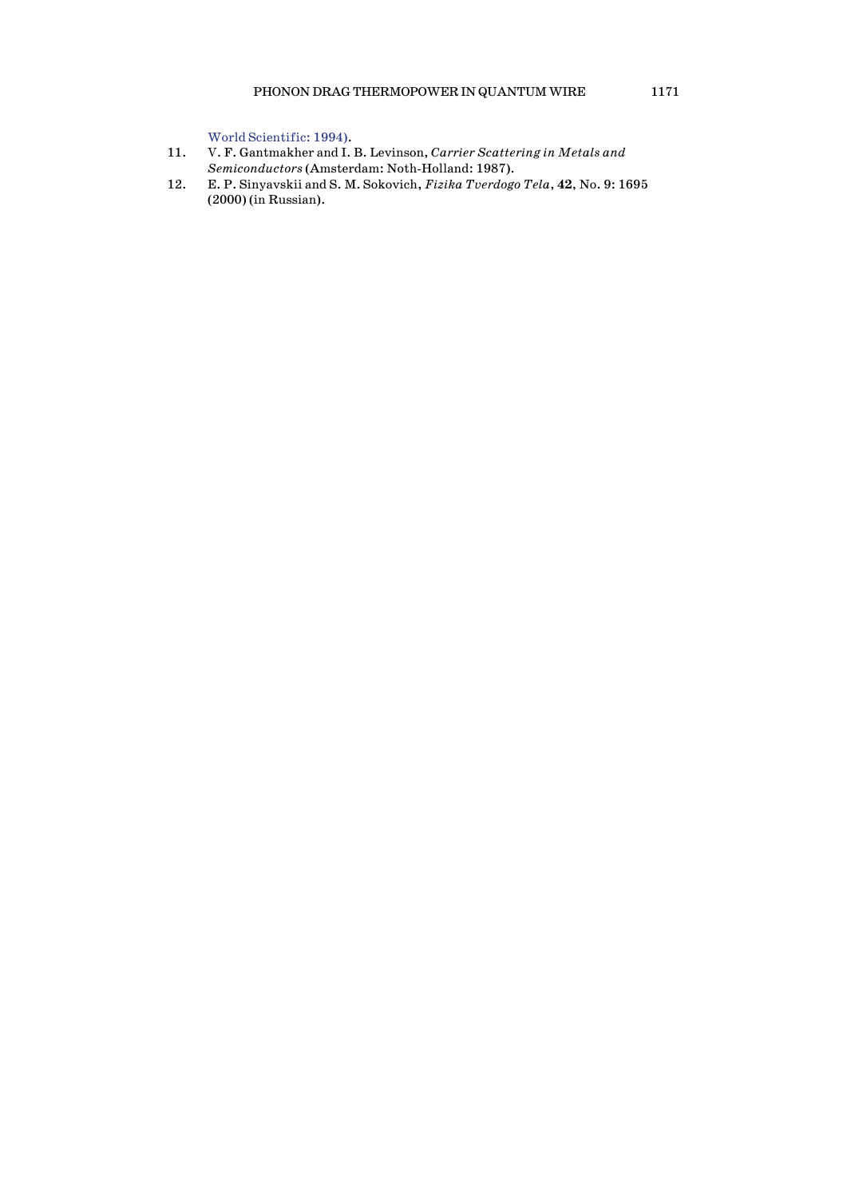World Scientific: 1994).

11. V. F. Gantmakher and I. B. Levinson, *Carrier Scattering in Metals and Semiconductors* (Amsterdam: Noth-Holland: 1987).
12. E. P. Sinyavskii and S. M. Sokovich, *Fizika Tverdogo Tela*, **42**, No. 9: 1695 (2000) (in Russian).